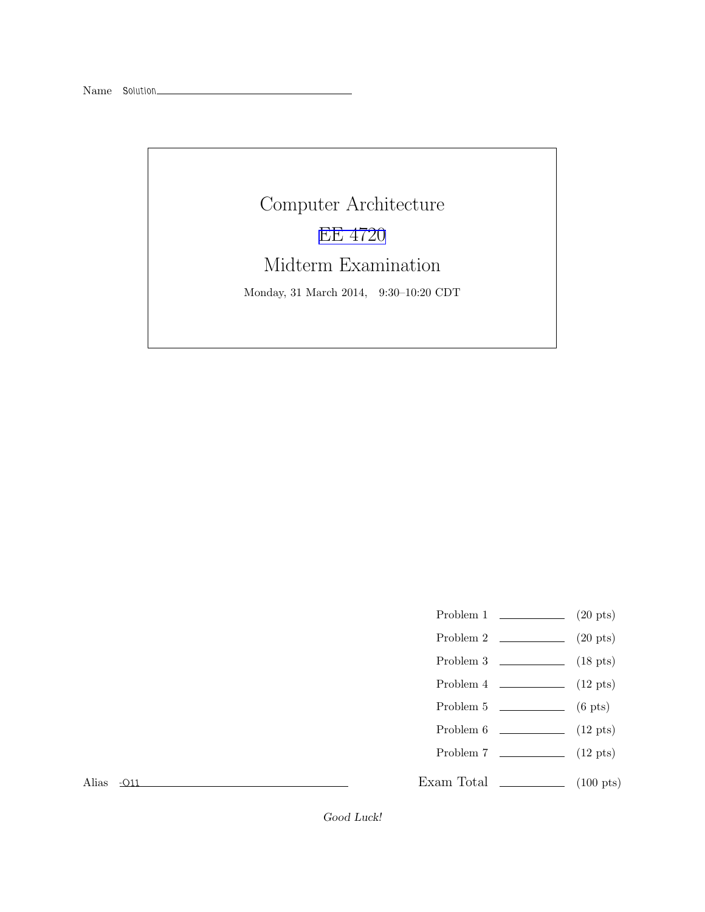Name Solution

# Computer Architecture

## EE 4720

## Midterm Examination

Monday, 31 March 2014, 9:30–10:20 CDT

| | | |
|---|---|---|
| Problem 1 | | (20 pts) |
| Problem 2 | | (20 pts) |
| Problem 3 | | (18 pts) |
| Problem 4 | | (12 pts) |
| Problem 5 | | (6 pts) |
| Problem 6 | | (12 pts) |
| Problem 7 | | (12 pts) |
| Exam Total | | (100 pts) |

Alias -O11

*Good Luck!*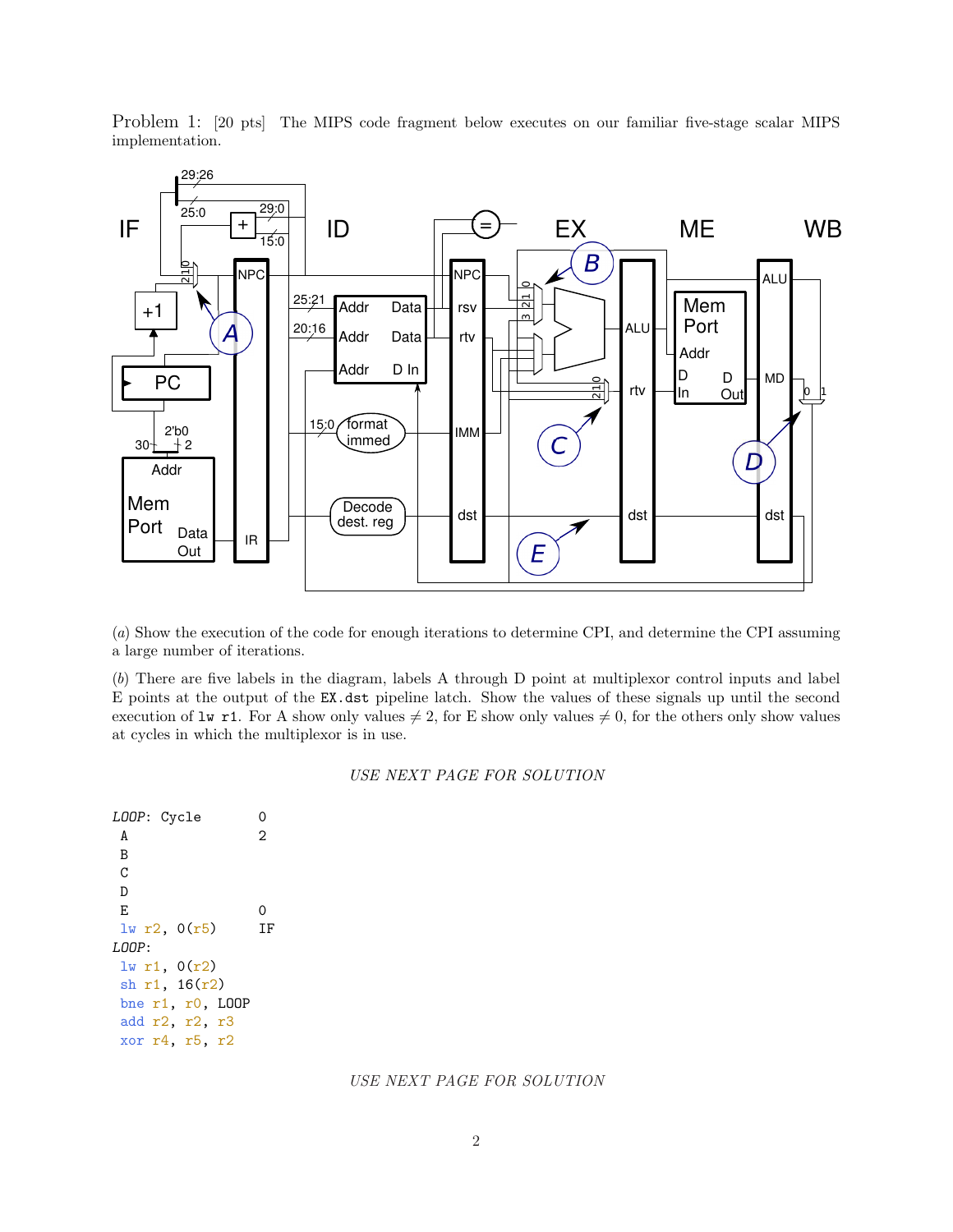Problem 1: [20 pts] The MIPS code fragment below executes on our familiar five-stage scalar MIPS implementation.

(*a*) Show the execution of the code for enough iterations to determine CPI, and determine the CPI assuming a large number of iterations.

(*b*) There are five labels in the diagram, labels A through D point at multiplexor control inputs and label E points at the output of the `EX.dst` pipeline latch. Show the values of these signals up until the second execution of `lw r1`. For A show only values $\neq 2$, for E show only values $\neq 0$, for the others only show values at cycles in which the multiplexor is in use.

*USE NEXT PAGE FOR SOLUTION*

```
LOOP: Cycle        0
 A                 2
 B
 C
 D
 E                 0
 lw r2, 0(r5)      IF
LOOP:
 lw r1, 0(r2)
 sh r1, 16(r2)
 bne r1, r0, LOOP
 add r2, r2, r3
 xor r4, r5, r2
```

*USE NEXT PAGE FOR SOLUTION*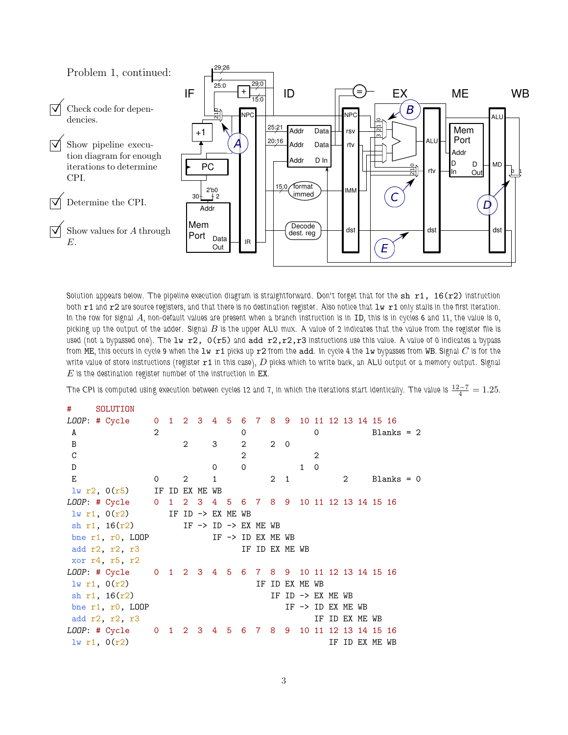Problem 1, continued:

- ☑ Check code for dependencies.
- ☑ Show pipeline execution diagram for enough iterations to determine CPI.
- ☑ Determine the CPI.
- ☑ Show values for $A$ through $E$.

Solution appears below. The pipeline execution diagram is straightforward. Don't forget that for the `sh r1, 16(r2)` instruction both `r1` and `r2` are source registers, and that there is no destination register. Also notice that `lw r1` only stalls in the first iteration. In the row for signal $A$, non-default values are present when a branch instruction is in ID, this is in cycles 6 and 11, the value is 0, picking up the output of the adder. Signal $B$ is the upper ALU mux. A value of 2 indicates that the value from the register file is used (not a bypassed one). The `lw r2, 0(r5)` and `add r2,r2,r3` instructions use this value. A value of 0 indicates a bypass from ME, this occurs in cycle 9 when the `lw r1` picks up `r2` from the `add`. In cycle 4 the `lw` bypasses from WB. Signal $C$ is for the write value of store instructions (register `r1` in this case), $D$ picks which to write back, an ALU output or a memory output. Signal $E$ is the destination register number of the instruction in EX.

The CPI is computed using execution between cycles 12 and 7, in which the iterations start identically. The value is $\frac{12-7}{4} = 1.25$.

```
#      SOLUTION
LOOP: # Cycle     0  1  2  3  4  5  6  7  8  9  10 11 12 13 14 15 16
 A                2                 0              0              Blanks = 2
 B                      2     3     2     2  0
 C                                  2              2
 D                            0     0           1  0
 E                0     2     1           2  1           2        Blanks = 0
 lw r2, 0(r5)     IF ID EX ME WB
LOOP: # Cycle     0  1  2  3  4  5  6  7  8  9  10 11 12 13 14 15 16
 lw r1, 0(r2)        IF ID -> EX ME WB
 sh r1, 16(r2)          IF -> ID -> EX ME WB
 bne r1, r0, LOOP             IF -> ID EX ME WB
 add r2, r2, r3                     IF ID EX ME WB
 xor r4, r5, r2
LOOP: # Cycle     0  1  2  3  4  5  6  7  8  9  10 11 12 13 14 15 16
 lw r1, 0(r2)                          IF ID EX ME WB
 sh r1, 16(r2)                            IF ID -> EX ME WB
 bne r1, r0, LOOP                            IF -> ID EX ME WB
 add r2, r2, r3                                    IF ID EX ME WB
LOOP: # Cycle     0  1  2  3  4  5  6  7  8  9  10 11 12 13 14 15 16
 lw r1, 0(r2)                                         IF ID EX ME WB
```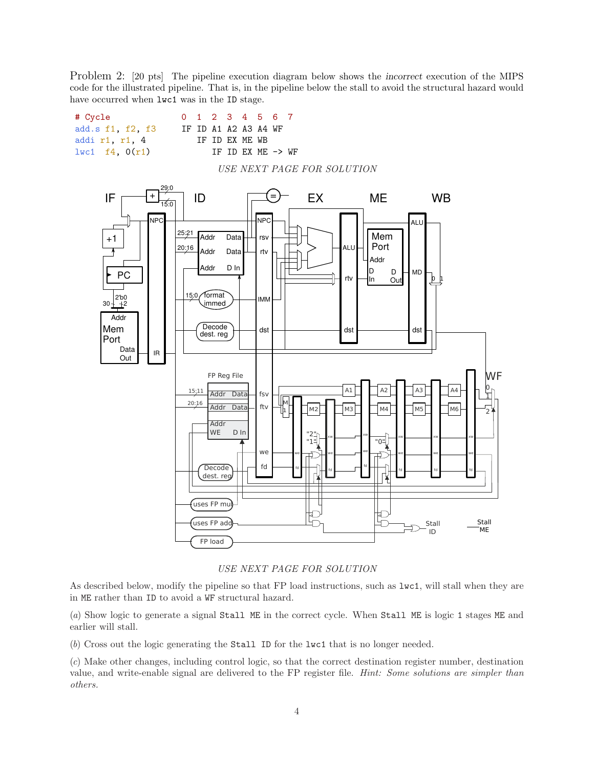Problem 2: [20 pts] The pipeline execution diagram below shows the *incorrect* execution of the MIPS code for the illustrated pipeline. That is, in the pipeline below the stall to avoid the structural hazard would have occurred when `lwc1` was in the `ID` stage.

```
# Cycle              0  1  2  3  4  5  6  7
add.s f1, f2, f3     IF ID A1 A2 A3 A4 WF
addi r1, r1, 4          IF ID EX ME WB
lwc1  f4, 0(r1)            IF ID EX ME -> WF
```

*USE NEXT PAGE FOR SOLUTION*

*USE NEXT PAGE FOR SOLUTION*

As described below, modify the pipeline so that FP load instructions, such as `lwc1`, will stall when they are in `ME` rather than `ID` to avoid a `WF` structural hazard.

(*a*) Show logic to generate a signal `Stall ME` in the correct cycle. When `Stall ME` is logic 1 stages `ME` and earlier will stall.

(*b*) Cross out the logic generating the `Stall ID` for the `lwc1` that is no longer needed.

(*c*) Make other changes, including control logic, so that the correct destination register number, destination value, and write-enable signal are delivered to the FP register file. *Hint: Some solutions are simpler than others.*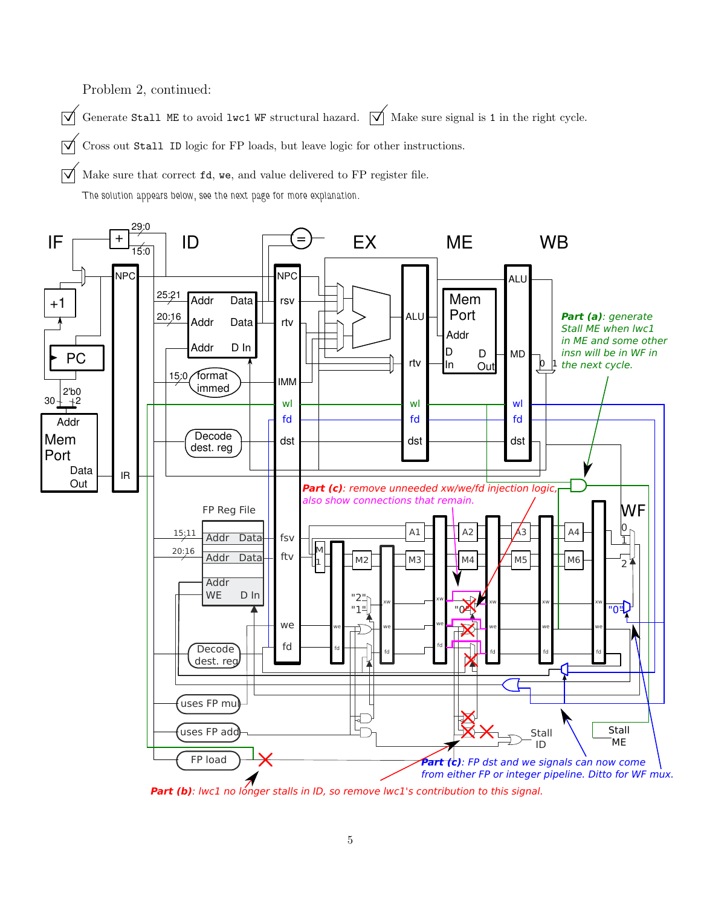Problem 2, continued:

☑ Generate `Stall ME` to avoid `lwc1 WF` structural hazard. ☑ Make sure signal is `1` in the right cycle.

☑ Cross out `Stall ID` logic for FP loads, but leave logic for other instructions.

☑ Make sure that correct `fd`, `we`, and value delivered to FP register file.

The solution appears below, see the next page for more explanation.

***Part (a)**: generate Stall ME when lwc1 in ME and some other insn will be in WF in the next cycle.*

***Part (c)**: remove unneeded xw/we/fd injection logic, also show connections that remain.*

***Part (c)**: FP dst and we signals can now come from either FP or integer pipeline. Ditto for WF mux.*

***Part (b)**: lwc1 no longer stalls in ID, so remove lwc1's contribution to this signal.*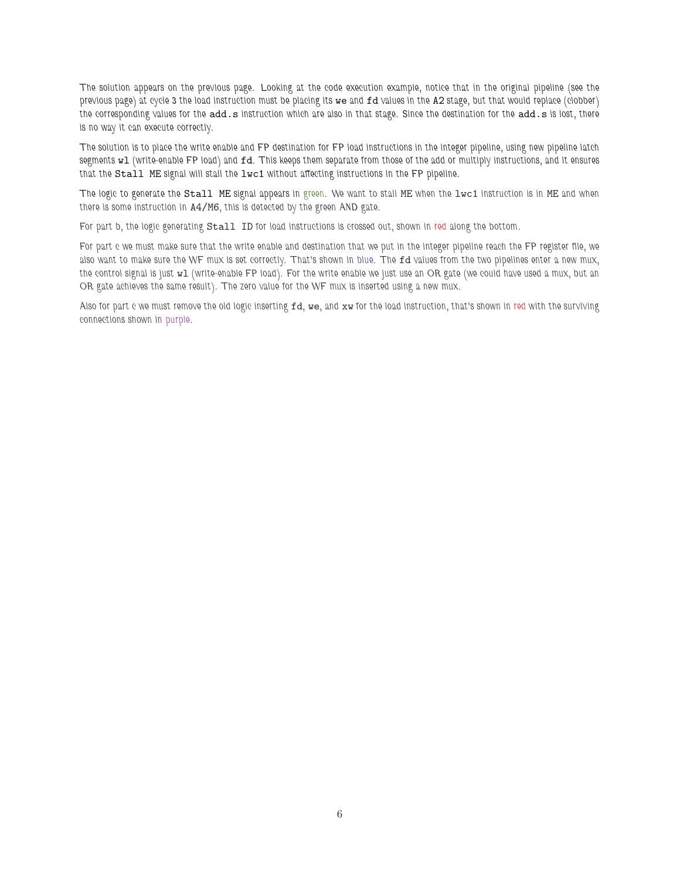The solution appears on the previous page. Looking at the code execution example, notice that in the original pipeline (see the previous page) at cycle 3 the load instruction must be placing its `we` and `fd` values in the A2 stage, but that would replace (clobber) the corresponding values for the `add.s` instruction which are also in that stage. Since the destination for the `add.s` is lost, there is no way it can execute correctly.

The solution is to place the write enable and FP destination for FP load instructions in the integer pipeline, using new pipeline latch segments `wl` (write-enable FP load) and `fd`. This keeps them separate from those of the add or multiply instructions, and it ensures that the `Stall ME` signal will stall the `lwc1` without affecting instructions in the FP pipeline.

The logic to generate the `Stall ME` signal appears in green. We want to stall ME when the `lwc1` instruction is in ME and when there is some instruction in A4/M6, this is detected by the green AND gate.

For part b, the logic generating `Stall ID` for load instructions is crossed out, shown in red along the bottom.

For part c we must make sure that the write enable and destination that we put in the integer pipeline reach the FP register file, we also want to make sure the WF mux is set correctly. That's shown in blue. The `fd` values from the two pipelines enter a new mux, the control signal is just `wl` (write-enable FP load). For the write enable we just use an OR gate (we could have used a mux, but an OR gate achieves the same result). The zero value for the WF mux is inserted using a new mux.

Also for part c we must remove the old logic inserting `fd`, `we`, and `xw` for the load instruction, that's shown in red with the surviving connections shown in purple.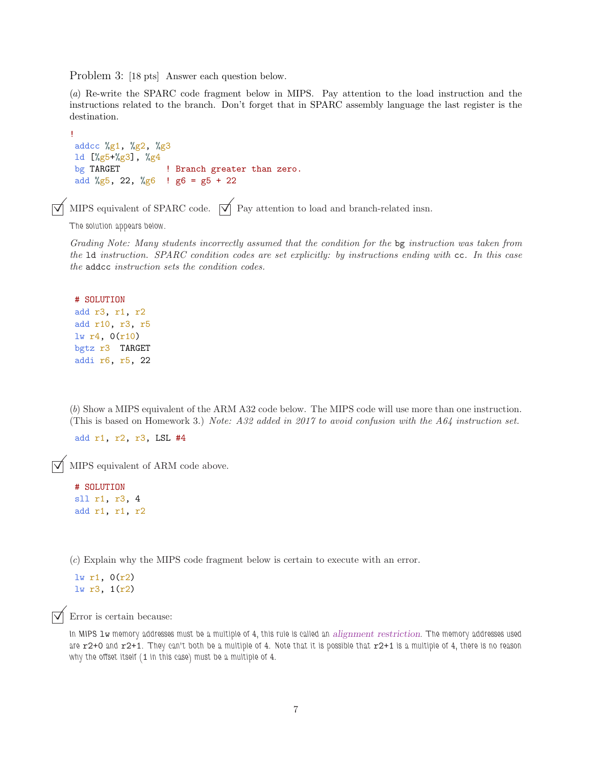Problem 3: [18 pts] Answer each question below.

(*a*) Re-write the SPARC code fragment below in MIPS. Pay attention to the load instruction and the instructions related to the branch. Don't forget that in SPARC assembly language the last register is the destination.

```
!
 addcc %g1, %g2, %g3
 ld [%g5+%g3], %g4
 bg TARGET         ! Branch greater than zero.
 add %g5, 22, %g6  ! g6 = g5 + 22
```

☑ MIPS equivalent of SPARC code. ☑ Pay attention to load and branch-related insn.

The solution appears below.

*Grading Note: Many students incorrectly assumed that the condition for the* `bg` *instruction was taken from the* `ld` *instruction. SPARC condition codes are set explicitly: by instructions ending with* `cc`*. In this case the* `addcc` *instruction sets the condition codes.*

```
 # SOLUTION
 add r3, r1, r2
 add r10, r3, r5
 lw r4, 0(r10)
 bgtz r3  TARGET
 addi r6, r5, 22
```

(*b*) Show a MIPS equivalent of the ARM A32 code below. The MIPS code will use more than one instruction. (This is based on Homework 3.) *Note: A32 added in 2017 to avoid confusion with the A64 instruction set.*

```
 add r1, r2, r3, LSL #4
```

☑ MIPS equivalent of ARM code above.

```
 # SOLUTION
 sll r1, r3, 4
 add r1, r1, r2
```

(*c*) Explain why the MIPS code fragment below is certain to execute with an error.

```
 lw r1, 0(r2)
 lw r3, 1(r2)
```

☑ Error is certain because:

In MIPS `lw` memory addresses must be a multiple of 4, this rule is called an *alignment restriction*. The memory addresses used are `r2+0` and `r2+1`. They can't both be a multiple of 4. Note that it is possible that `r2+1` is a multiple of 4, there is no reason why the offset itself (1 in this case) must be a multiple of 4.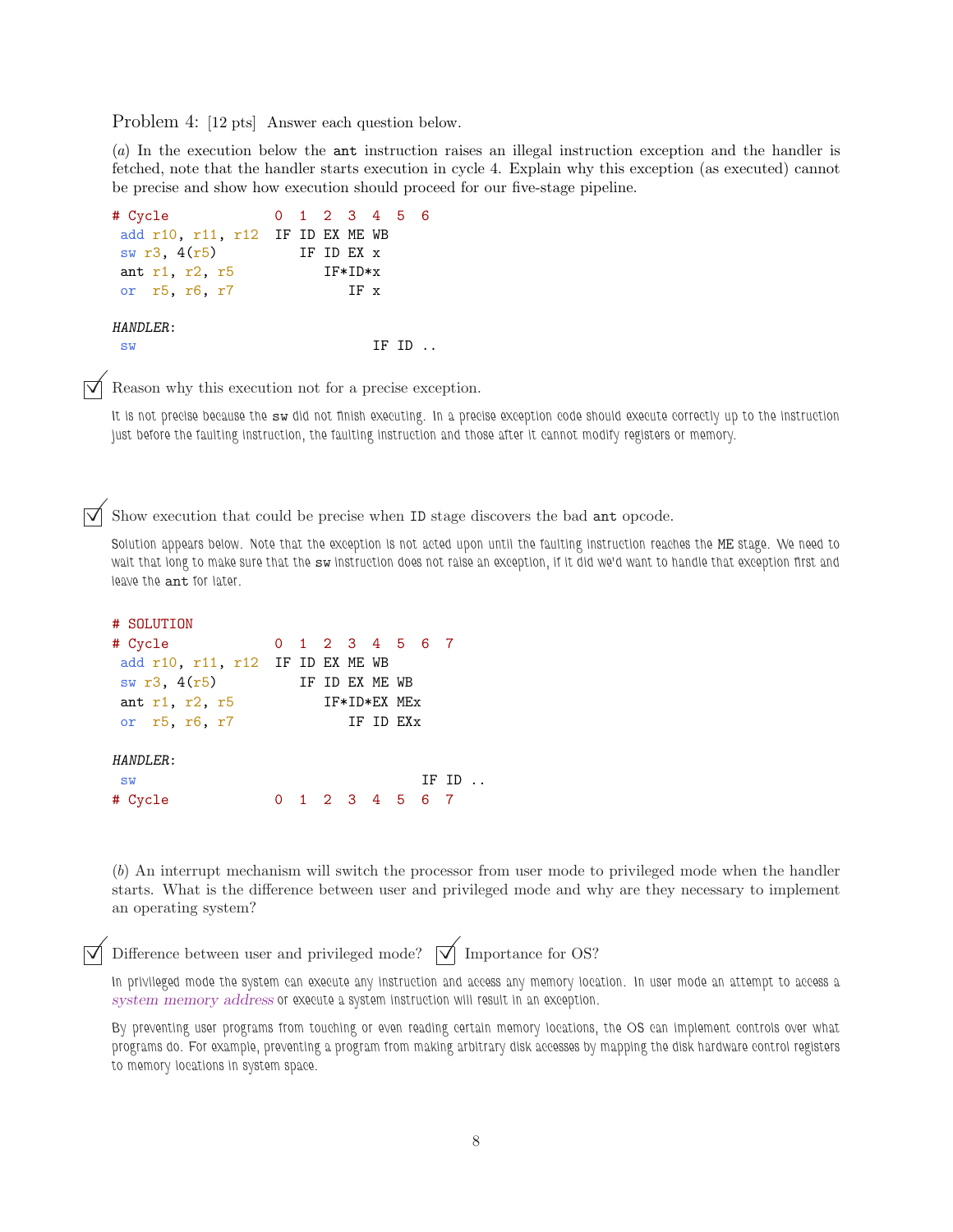Problem 4: [12 pts] Answer each question below.

(*a*) In the execution below the `ant` instruction raises an illegal instruction exception and the handler is fetched, note that the handler starts execution in cycle 4. Explain why this exception (as executed) cannot be precise and show how execution should proceed for our five-stage pipeline.

```
# Cycle             0  1  2  3  4  5  6
 add r10, r11, r12  IF ID EX ME WB
 sw r3, 4(r5)          IF ID EX x
 ant r1, r2, r5           IF*ID*x
 or  r5, r6, r7              IF x

HANDLER:
 sw                             IF ID ..
```

☑ Reason why this execution not for a precise exception.

It is not precise because the `sw` did not finish executing. In a precise exception code should execute correctly up to the instruction just before the faulting instruction, the faulting instruction and those after it cannot modify registers or memory.

☑ Show execution that could be precise when ID stage discovers the bad `ant` opcode.

Solution appears below. Note that the exception is not acted upon until the faulting instruction reaches the ME stage. We need to wait that long to make sure that the `sw` instruction does not raise an exception, if it did we'd want to handle that exception first and leave the `ant` for later.

```
# SOLUTION
# Cycle             0  1  2  3  4  5  6  7
 add r10, r11, r12  IF ID EX ME WB
 sw r3, 4(r5)          IF ID EX ME WB
 ant r1, r2, r5           IF*ID*EX MEx
 or  r5, r6, r7              IF ID EXx

HANDLER:
 sw                                   IF ID ..
# Cycle             0  1  2  3  4  5  6  7
```

(*b*) An interrupt mechanism will switch the processor from user mode to privileged mode when the handler starts. What is the difference between user and privileged mode and why are they necessary to implement an operating system?

☑ Difference between user and privileged mode? ☑ Importance for OS?

In privileged mode the system can execute any instruction and access any memory location. In user mode an attempt to access a *system memory address* or execute a system instruction will result in an exception.

By preventing user programs from touching or even reading certain memory locations, the OS can implement controls over what programs do. For example, preventing a program from making arbitrary disk accesses by mapping the disk hardware control registers to memory locations in system space.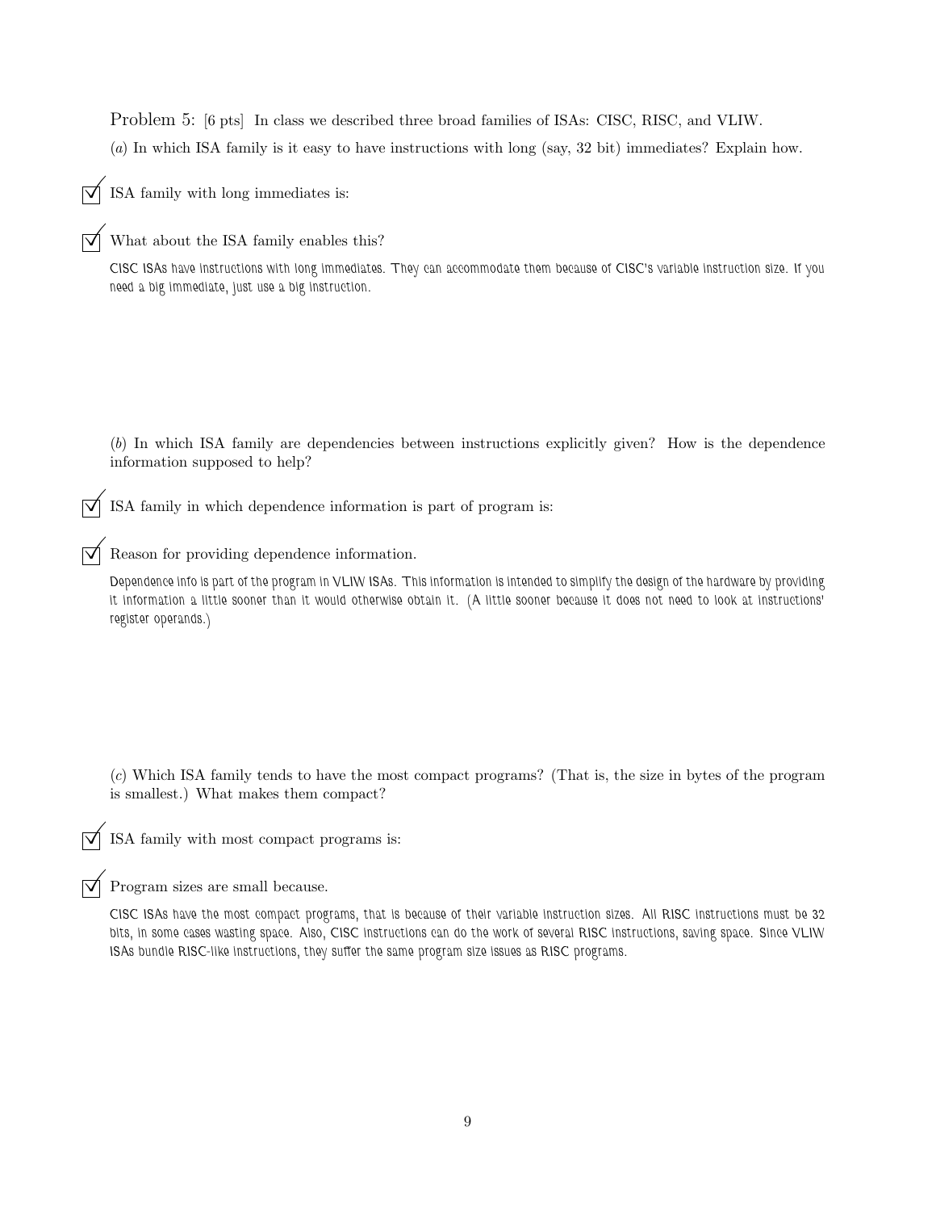Problem 5: [6 pts] In class we described three broad families of ISAs: CISC, RISC, and VLIW.

(*a*) In which ISA family is it easy to have instructions with long (say, 32 bit) immediates? Explain how.

☑ ISA family with long immediates is:

☑ What about the ISA family enables this?

CISC ISAs have instructions with long immediates. They can accommodate them because of CISC's variable instruction size. If you need a big immediate, just use a big instruction.

(*b*) In which ISA family are dependencies between instructions explicitly given? How is the dependence information supposed to help?

☑ ISA family in which dependence information is part of program is:

☑ Reason for providing dependence information.

Dependence info is part of the program in VLIW ISAs. This information is intended to simplify the design of the hardware by providing it information a little sooner than it would otherwise obtain it. (A little sooner because it does not need to look at instructions' register operands.)

(*c*) Which ISA family tends to have the most compact programs? (That is, the size in bytes of the program is smallest.) What makes them compact?

☑ ISA family with most compact programs is:

☑ Program sizes are small because.

CISC ISAs have the most compact programs, that is because of their variable instruction sizes. All RISC instructions must be 32 bits, in some cases wasting space. Also, CISC instructions can do the work of several RISC instructions, saving space. Since VLIW ISAs bundle RISC-like instructions, they suffer the same program size issues as RISC programs.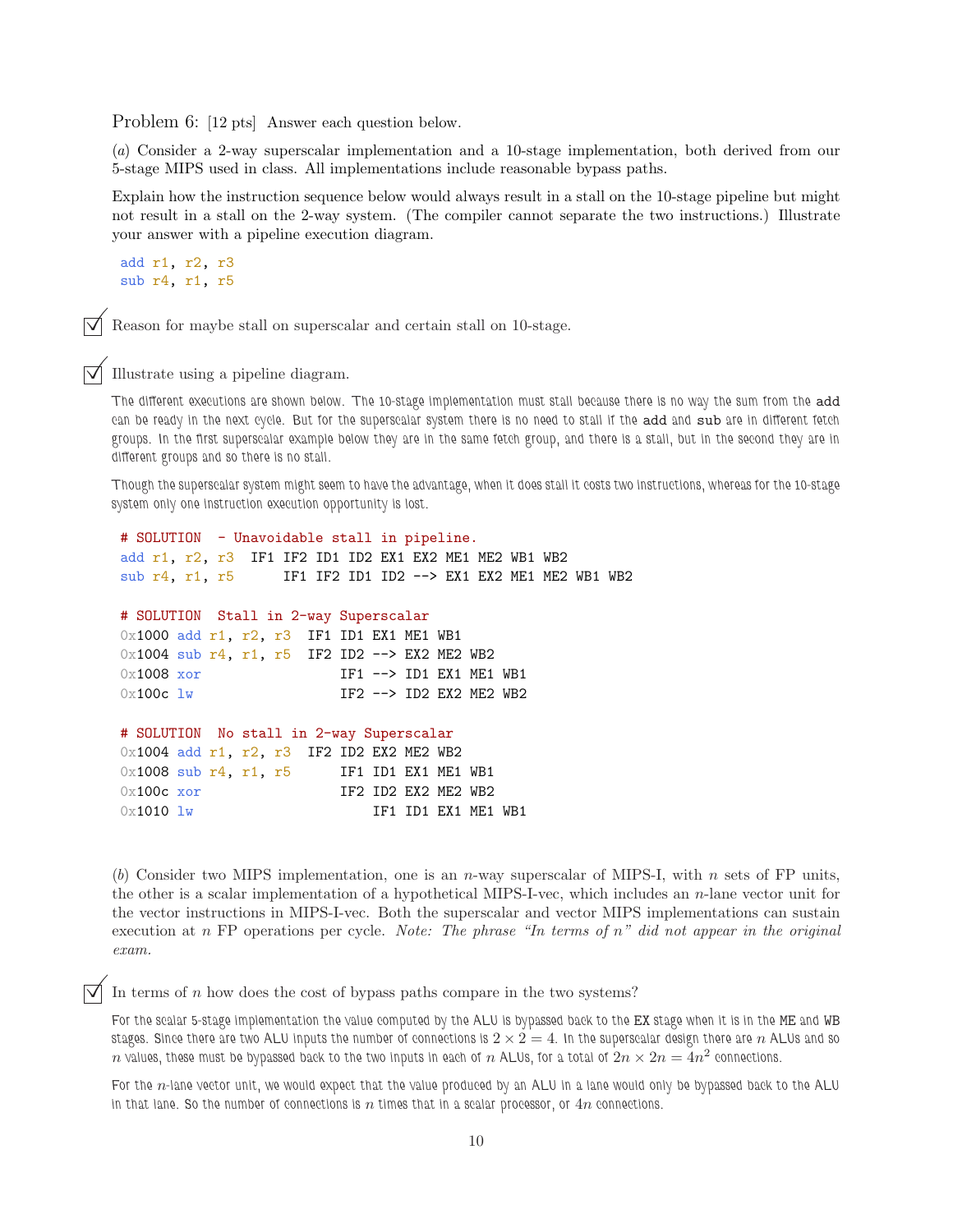Problem 6: [12 pts] Answer each question below.

(*a*) Consider a 2-way superscalar implementation and a 10-stage implementation, both derived from our 5-stage MIPS used in class. All implementations include reasonable bypass paths.

Explain how the instruction sequence below would always result in a stall on the 10-stage pipeline but might not result in a stall on the 2-way system. (The compiler cannot separate the two instructions.) Illustrate your answer with a pipeline execution diagram.

```
add r1, r2, r3
sub r4, r1, r5
```

☑ Reason for maybe stall on superscalar and certain stall on 10-stage.

☑ Illustrate using a pipeline diagram.

The different executions are shown below. The 10-stage implementation must stall because there is no way the sum from the add can be ready in the next cycle. But for the superscalar system there is no need to stall if the add and sub are in different fetch groups. In the first superscalar example below they are in the same fetch group, and there is a stall, but in the second they are in different groups and so there is no stall.

Though the superscalar system might seem to have the advantage, when it does stall it costs two instructions, whereas for the 10-stage system only one instruction execution opportunity is lost.

```
# SOLUTION  - Unavoidable stall in pipeline.
add r1, r2, r3  IF1 IF2 ID1 ID2 EX1 EX2 ME1 ME2 WB1 WB2
sub r4, r1, r5      IF1 IF2 ID1 ID2 --> EX1 EX2 ME1 ME2 WB1 WB2

# SOLUTION  Stall in 2-way Superscalar
0x1000 add r1, r2, r3  IF1 ID1 EX1 ME1 WB1
0x1004 sub r4, r1, r5  IF2 ID2 --> EX2 ME2 WB2
0x1008 xor                 IF1 --> ID1 EX1 ME1 WB1
0x100c lw                  IF2 --> ID2 EX2 ME2 WB2

# SOLUTION  No stall in 2-way Superscalar
0x1004 add r1, r2, r3  IF2 ID2 EX2 ME2 WB2
0x1008 sub r4, r1, r5      IF1 ID1 EX1 ME1 WB1
0x100c xor                 IF2 ID2 EX2 ME2 WB2
0x1010 lw                      IF1 ID1 EX1 ME1 WB1
```

(*b*) Consider two MIPS implementation, one is an $n$-way superscalar of MIPS-I, with $n$ sets of FP units, the other is a scalar implementation of a hypothetical MIPS-I-vec, which includes an $n$-lane vector unit for the vector instructions in MIPS-I-vec. Both the superscalar and vector MIPS implementations can sustain execution at $n$ FP operations per cycle. *Note: The phrase "In terms of n" did not appear in the original exam.*

☑ In terms of $n$ how does the cost of bypass paths compare in the two systems?

For the scalar 5-stage implementation the value computed by the ALU is bypassed back to the EX stage when it is in the ME and WB stages. Since there are two ALU inputs the number of connections is $2 \times 2 = 4$. In the superscalar design there are $n$ ALUs and so $n$ values, these must be bypassed back to the two inputs in each of $n$ ALUs, for a total of $2n \times 2n = 4n^2$ connections.

For the $n$-lane vector unit, we would expect that the value produced by an ALU in a lane would only be bypassed back to the ALU in that lane. So the number of connections is $n$ times that in a scalar processor, or $4n$ connections.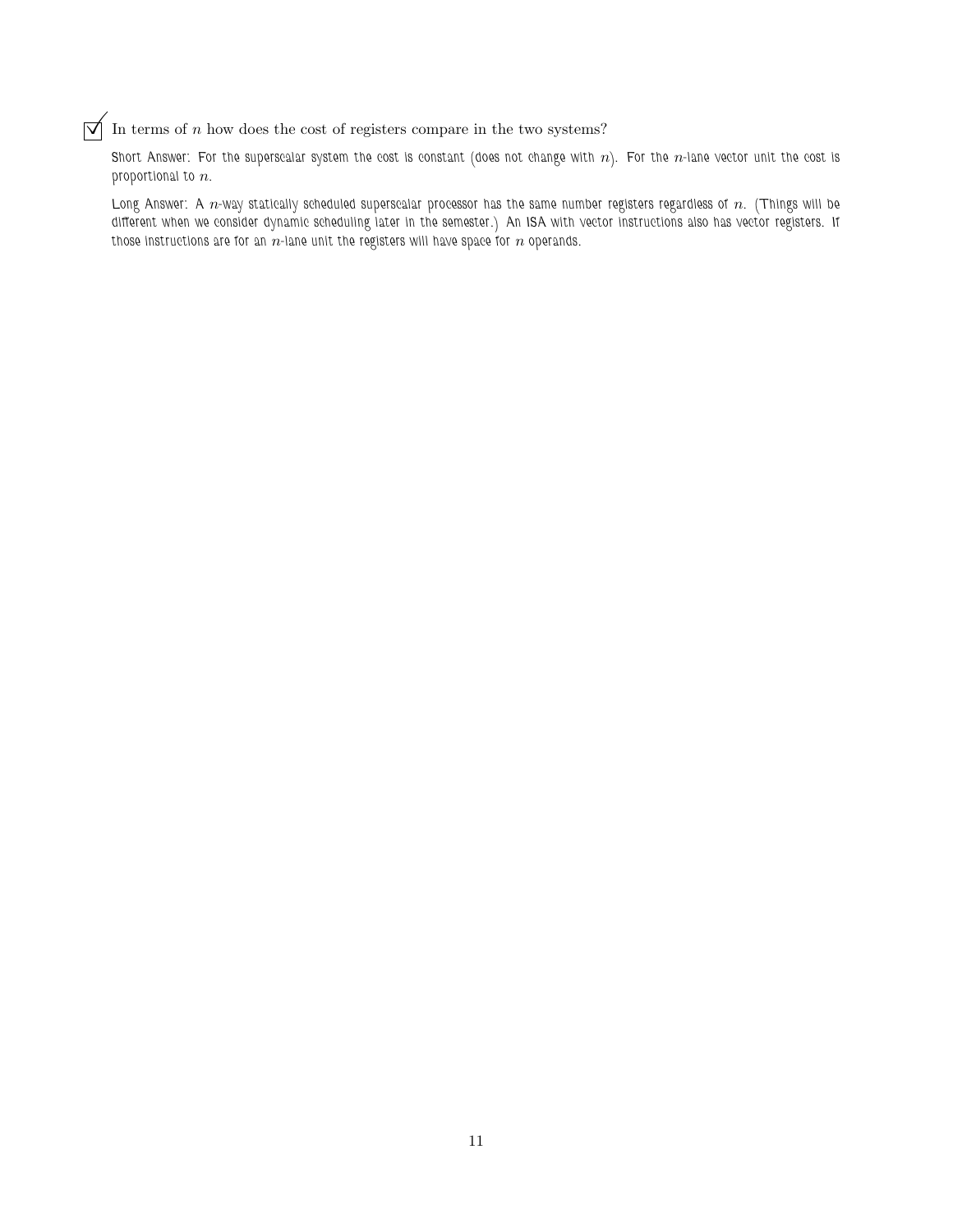☑ In terms of $n$ how does the cost of registers compare in the two systems?

Short Answer: For the superscalar system the cost is constant (does not change with $n$). For the $n$-lane vector unit the cost is proportional to $n$.

Long Answer: A $n$-way statically scheduled superscalar processor has the same number registers regardless of $n$. (Things will be different when we consider dynamic scheduling later in the semester.) An ISA with vector instructions also has vector registers. If those instructions are for an $n$-lane unit the registers will have space for $n$ operands.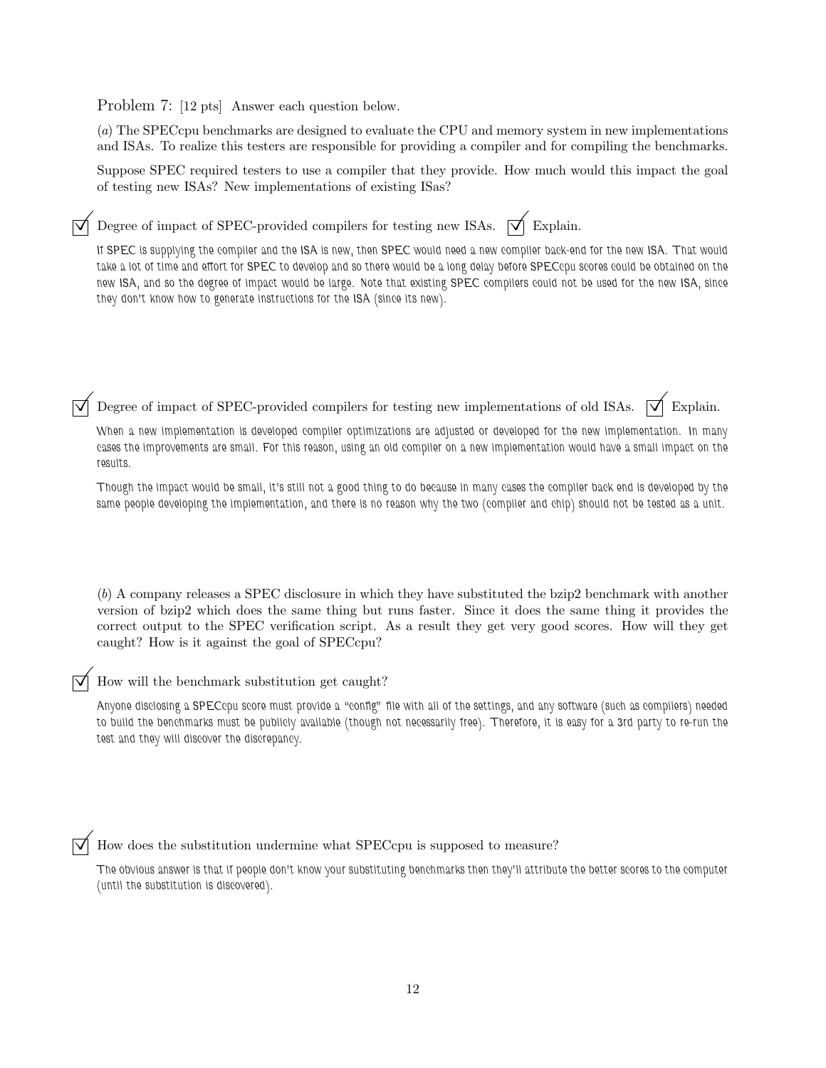Problem 7: [12 pts] Answer each question below.

(*a*) The SPECcpu benchmarks are designed to evaluate the CPU and memory system in new implementations and ISAs. To realize this testers are responsible for providing a compiler and for compiling the benchmarks.

Suppose SPEC required testers to use a compiler that they provide. How much would this impact the goal of testing new ISAs? New implementations of existing ISas?

☑ Degree of impact of SPEC-provided compilers for testing new ISAs. ☑ Explain.

If SPEC is supplying the compiler and the ISA is new, then SPEC would need a new compiler back-end for the new ISA. That would take a lot of time and effort for SPEC to develop and so there would be a long delay before SPECcpu scores could be obtained on the new ISA, and so the degree of impact would be large. Note that existing SPEC compilers could not be used for the new ISA, since they don't know how to generate instructions for the ISA (since its new).

☑ Degree of impact of SPEC-provided compilers for testing new implementations of old ISAs. ☑ Explain.

When a new implementation is developed compiler optimizations are adjusted or developed for the new implementation. In many cases the improvements are small. For this reason, using an old compiler on a new implementation would have a small impact on the results.

Though the impact would be small, it's still not a good thing to do because in many cases the compiler back end is developed by the same people developing the implementation, and there is no reason why the two (compiler and chip) should not be tested as a unit.

(*b*) A company releases a SPEC disclosure in which they have substituted the bzip2 benchmark with another version of bzip2 which does the same thing but runs faster. Since it does the same thing it provides the correct output to the SPEC verification script. As a result they get very good scores. How will they get caught? How is it against the goal of SPECcpu?

☑ How will the benchmark substitution get caught?

Anyone disclosing a SPECcpu score must provide a "config" file with all of the settings, and any software (such as compilers) needed to build the benchmarks must be publicly available (though not necessarily free). Therefore, it is easy for a 3rd party to re-run the test and they will discover the discrepancy.

☑ How does the substitution undermine what SPECcpu is supposed to measure?

The obvious answer is that if people don't know your substituting benchmarks then they'll attribute the better scores to the computer (until the substitution is discovered).